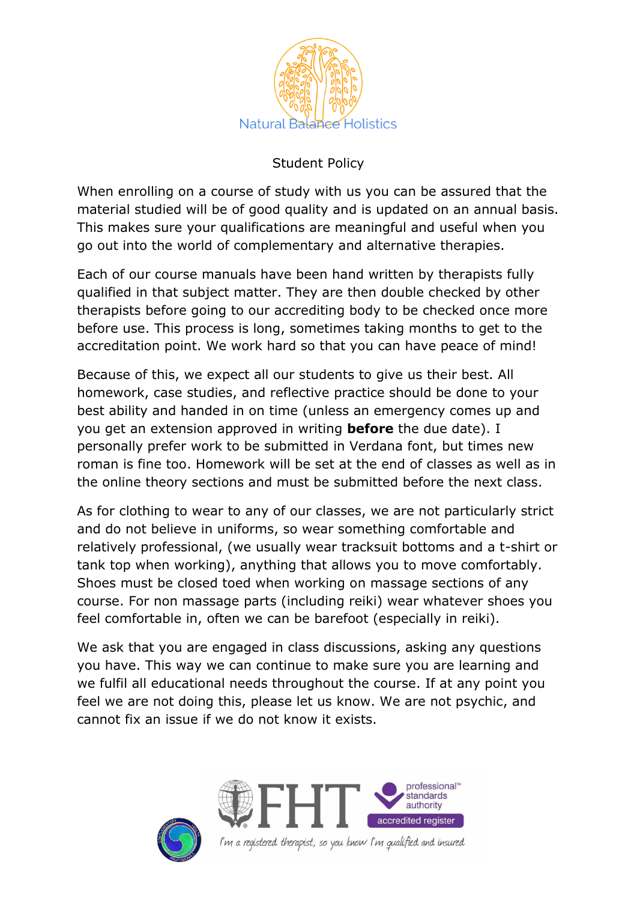Natural Balance Holistics

# Student Policy

When enrolling on a course of study with us you can be assured that the material studied will be of good quality and is updated on an annual basis. This makes sure your qualifications are meaningful and useful when you go out into the world of complementary and alternative therapies.

Each of our course manuals have been hand written by therapists fully qualified in that subject matter. They are then double checked by other therapists before going to our accrediting body to be checked once more before use. This process is long, sometimes taking months to get to the accreditation point. We work hard so that you can have peace of mind!

Because of this, we expect all our students to give us their best. All homework, case studies, and reflective practice should be done to your best ability and handed in on time (unless an emergency comes up and you get an extension approved in writing **before** the due date). I personally prefer work to be submitted in Verdana font, but times new roman is fine too. Homework will be set at the end of classes as well as in the online theory sections and must be submitted before the next class.

As for clothing to wear to any of our classes, we are not particularly strict and do not believe in uniforms, so wear something comfortable and relatively professional, (we usually wear tracksuit bottoms and a t-shirt or tank top when working), anything that allows you to move comfortably. Shoes must be closed toed when working on massage sections of any course. For non massage parts (including reiki) wear whatever shoes you feel comfortable in, often we can be barefoot (especially in reiki).

We ask that you are engaged in class discussions, asking any questions you have. This way we can continue to make sure you are learning and we fulfil all educational needs throughout the course. If at any point you feel we are not doing this, please let us know. We are not psychic, and cannot fix an issue if we do not know it exists.

FHT professional standards authority accredited register

*I'm a registered therapist, so you know I'm qualified and insured*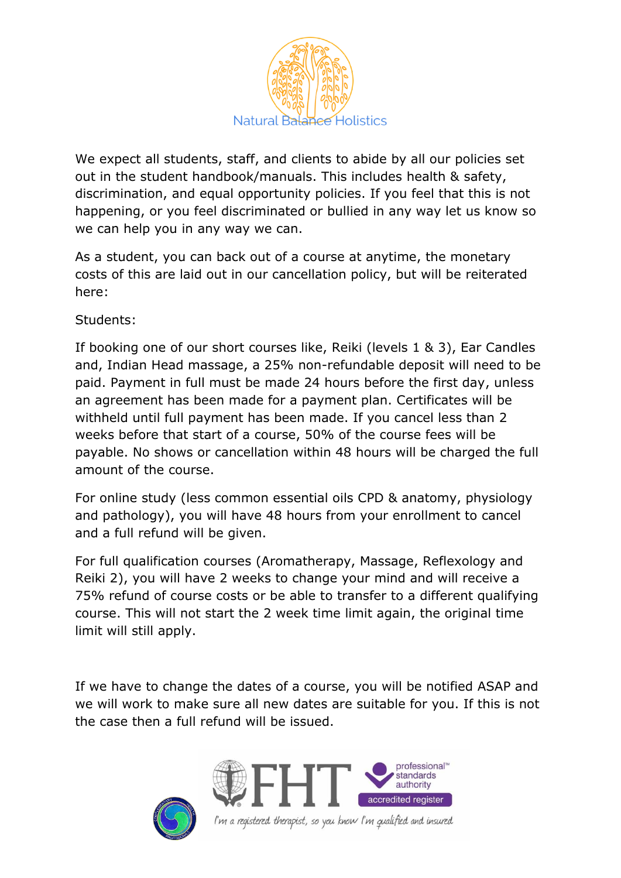We expect all students, staff, and clients to abide by all our policies set out in the student handbook/manuals. This includes health & safety, discrimination, and equal opportunity policies. If you feel that this is not happening, or you feel discriminated or bullied in any way let us know so we can help you in any way we can.

As a student, you can back out of a course at anytime, the monetary costs of this are laid out in our cancellation policy, but will be reiterated here:

Students:

If booking one of our short courses like, Reiki (levels 1 & 3), Ear Candles and, Indian Head massage, a 25% non-refundable deposit will need to be paid. Payment in full must be made 24 hours before the first day, unless an agreement has been made for a payment plan. Certificates will be withheld until full payment has been made. If you cancel less than 2 weeks before that start of a course, 50% of the course fees will be payable. No shows or cancellation within 48 hours will be charged the full amount of the course.

For online study (less common essential oils CPD & anatomy, physiology and pathology), you will have 48 hours from your enrollment to cancel and a full refund will be given.

For full qualification courses (Aromatherapy, Massage, Reflexology and Reiki 2), you will have 2 weeks to change your mind and will receive a 75% refund of course costs or be able to transfer to a different qualifying course. This will not start the 2 week time limit again, the original time limit will still apply.

If we have to change the dates of a course, you will be notified ASAP and we will work to make sure all new dates are suitable for you. If this is not the case then a full refund will be issued.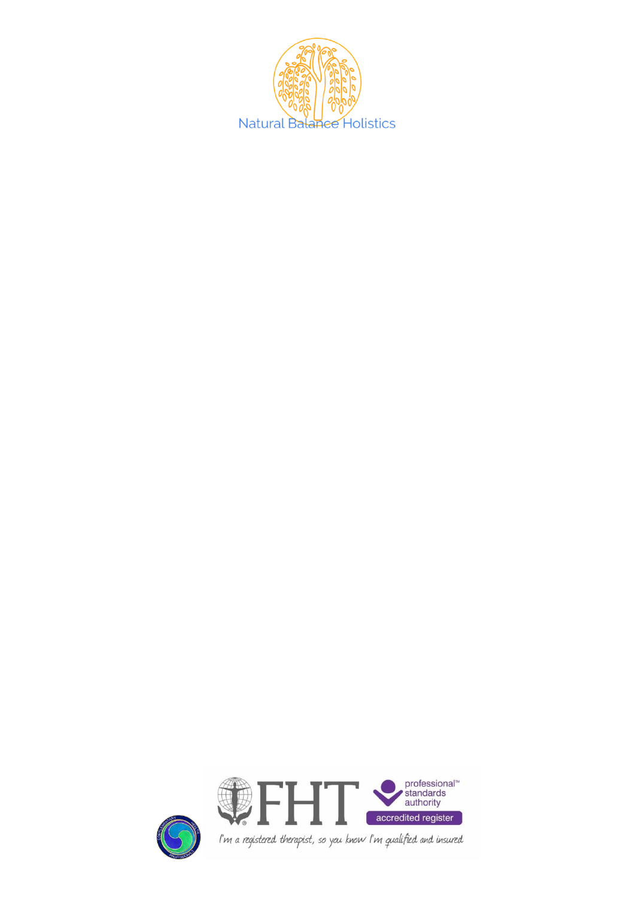Natural Balance Holistics

FHT

professional™ standards authority

accredited register

I'm a registered therapist, so you know I'm qualified and insured